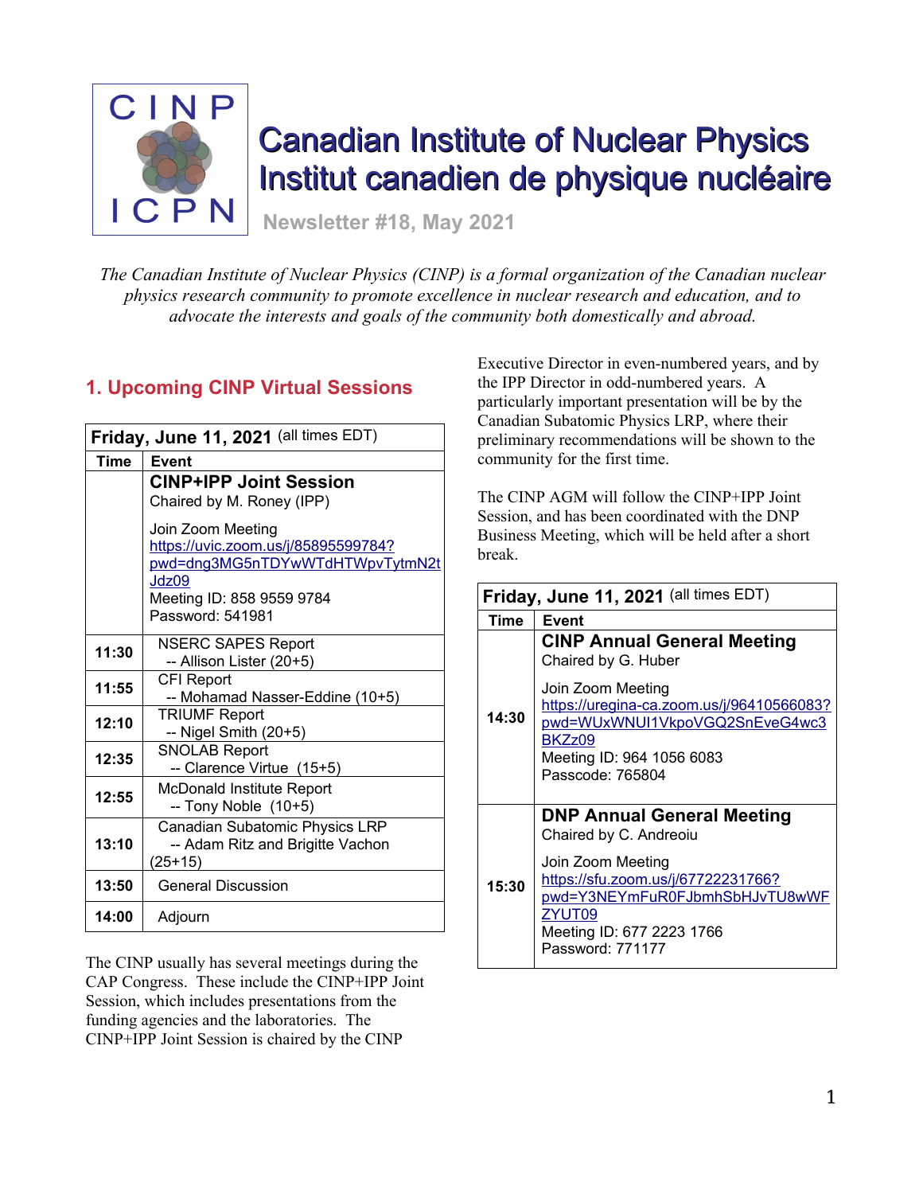# Canadian Institute of Nuclear Physics
# Institut canadien de physique nucléaire

**Newsletter #18, May 2021**

*The Canadian Institute of Nuclear Physics (CINP) is a formal organization of the Canadian nuclear physics research community to promote excellence in nuclear research and education, and to advocate the interests and goals of the community both domestically and abroad.*

## 1. Upcoming CINP Virtual Sessions

| **Friday, June 11, 2021** (all times EDT) | |
|---|---|
| **Time** | **Event** |
| | **CINP+IPP Joint Session**<br>Chaired by M. Roney (IPP)<br><br>Join Zoom Meeting<br>https://uvic.zoom.us/j/85895599784?pwd=dng3MG5nTDYwWTdHTWpvTytmN2tJdz09<br>Meeting ID: 858 9559 9784<br>Password: 541981 |
| **11:30** | NSERC SAPES Report<br>-- Allison Lister (20+5) |
| **11:55** | CFI Report<br>-- Mohamad Nasser-Eddine (10+5) |
| **12:10** | TRIUMF Report<br>-- Nigel Smith (20+5) |
| **12:35** | SNOLAB Report<br>-- Clarence Virtue (15+5) |
| **12:55** | McDonald Institute Report<br>-- Tony Noble (10+5) |
| **13:10** | Canadian Subatomic Physics LRP<br>-- Adam Ritz and Brigitte Vachon (25+15) |
| **13:50** | General Discussion |
| **14:00** | Adjourn |

The CINP usually has several meetings during the CAP Congress. These include the CINP+IPP Joint Session, which includes presentations from the funding agencies and the laboratories. The CINP+IPP Joint Session is chaired by the CINP Executive Director in even-numbered years, and by the IPP Director in odd-numbered years. A particularly important presentation will be by the Canadian Subatomic Physics LRP, where their preliminary recommendations will be shown to the community for the first time.

The CINP AGM will follow the CINP+IPP Joint Session, and has been coordinated with the DNP Business Meeting, which will be held after a short break.

| **Friday, June 11, 2021** (all times EDT) | |
|---|---|
| **Time** | **Event** |
| **14:30** | **CINP Annual General Meeting**<br>Chaired by G. Huber<br><br>Join Zoom Meeting<br>https://uregina-ca.zoom.us/j/96410566083?pwd=WUxWNUI1VkpoVGQ2SnEveG4wc3BKZz09<br>Meeting ID: 964 1056 6083<br>Passcode: 765804 |
| **15:30** | **DNP Annual General Meeting**<br>Chaired by C. Andreoiu<br><br>Join Zoom Meeting<br>https://sfu.zoom.us/j/67722231766?pwd=Y3NEYmFuR0FJbmhSbHJvTU8wWFZYUT09<br>Meeting ID: 677 2223 1766<br>Password: 771177 |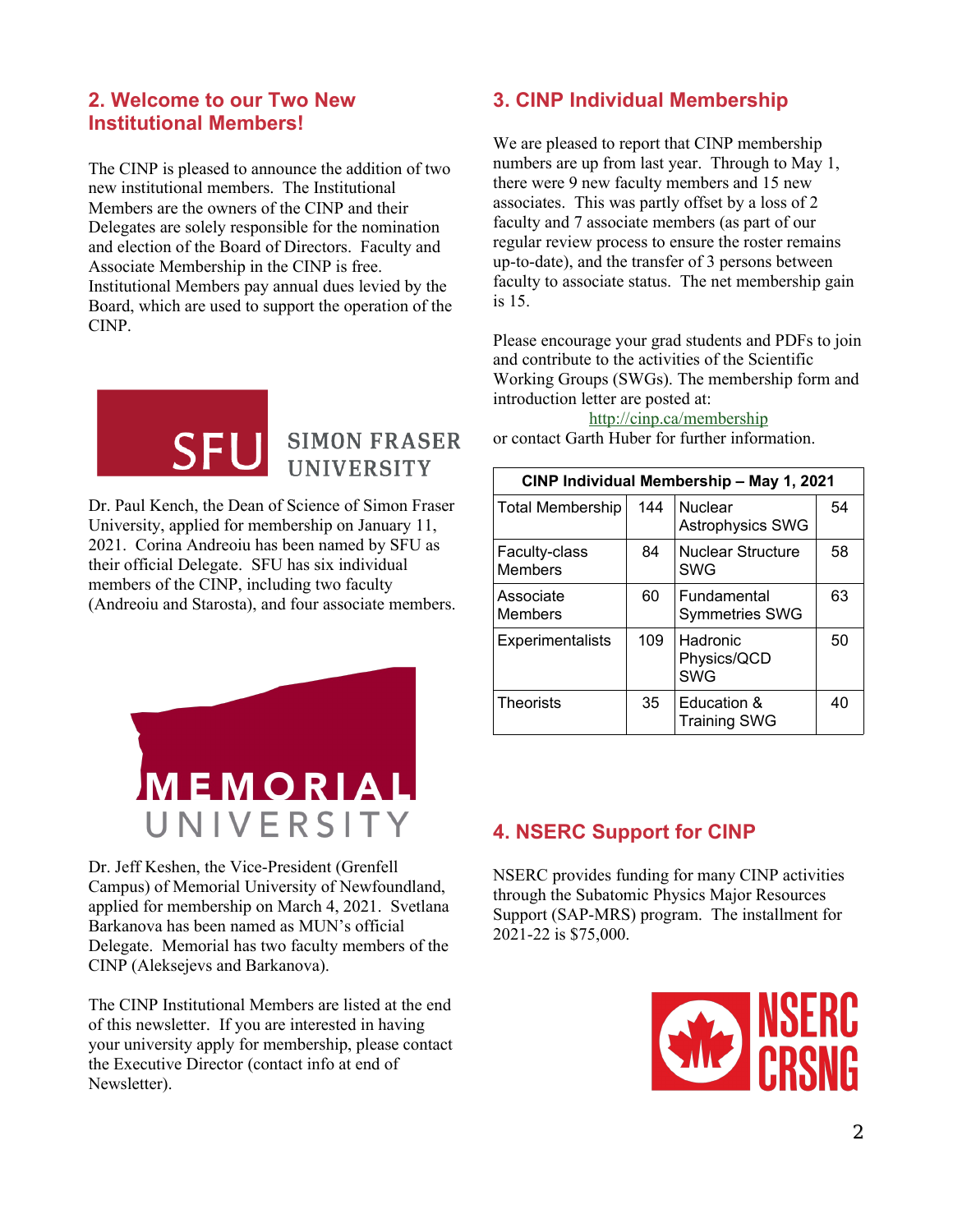## 2. Welcome to our Two New Institutional Members!

The CINP is pleased to announce the addition of two new institutional members. The Institutional Members are the owners of the CINP and their Delegates are solely responsible for the nomination and election of the Board of Directors. Faculty and Associate Membership in the CINP is free. Institutional Members pay annual dues levied by the Board, which are used to support the operation of the CINP.

Dr. Paul Kench, the Dean of Science of Simon Fraser University, applied for membership on January 11, 2021. Corina Andreoiu has been named by SFU as their official Delegate. SFU has six individual members of the CINP, including two faculty (Andreoiu and Starosta), and four associate members.

Dr. Jeff Keshen, the Vice-President (Grenfell Campus) of Memorial University of Newfoundland, applied for membership on March 4, 2021. Svetlana Barkanova has been named as MUN's official Delegate. Memorial has two faculty members of the CINP (Aleksejevs and Barkanova).

The CINP Institutional Members are listed at the end of this newsletter. If you are interested in having your university apply for membership, please contact the Executive Director (contact info at end of Newsletter).

## 3. CINP Individual Membership

We are pleased to report that CINP membership numbers are up from last year. Through to May 1, there were 9 new faculty members and 15 new associates. This was partly offset by a loss of 2 faculty and 7 associate members (as part of our regular review process to ensure the roster remains up-to-date), and the transfer of 3 persons between faculty to associate status. The net membership gain is 15.

Please encourage your grad students and PDFs to join and contribute to the activities of the Scientific Working Groups (SWGs). The membership form and introduction letter are posted at:

http://cinp.ca/membership

or contact Garth Huber for further information.

| CINP Individual Membership – May 1, 2021 | | | |
|---|---|---|---|
| Total Membership | 144 | Nuclear Astrophysics SWG | 54 |
| Faculty-class Members | 84 | Nuclear Structure SWG | 58 |
| Associate Members | 60 | Fundamental Symmetries SWG | 63 |
| Experimentalists | 109 | Hadronic Physics/QCD SWG | 50 |
| Theorists | 35 | Education & Training SWG | 40 |

## 4. NSERC Support for CINP

NSERC provides funding for many CINP activities through the Subatomic Physics Major Resources Support (SAP-MRS) program. The installment for 2021-22 is $75,000.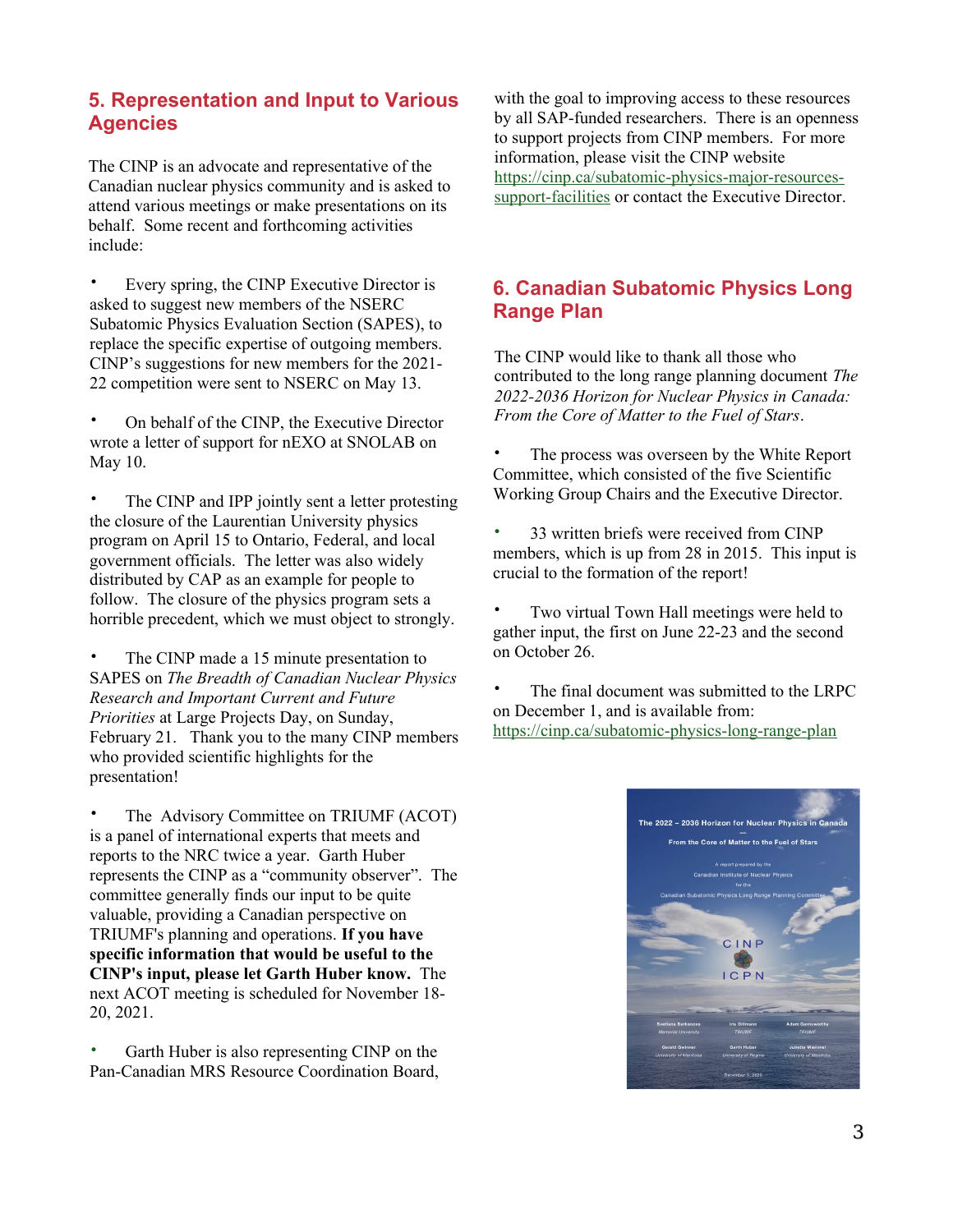## 5. Representation and Input to Various Agencies

The CINP is an advocate and representative of the Canadian nuclear physics community and is asked to attend various meetings or make presentations on its behalf. Some recent and forthcoming activities include:

- Every spring, the CINP Executive Director is asked to suggest new members of the NSERC Subatomic Physics Evaluation Section (SAPES), to replace the specific expertise of outgoing members. CINP's suggestions for new members for the 2021-22 competition were sent to NSERC on May 13.

- On behalf of the CINP, the Executive Director wrote a letter of support for nEXO at SNOLAB on May 10.

- The CINP and IPP jointly sent a letter protesting the closure of the Laurentian University physics program on April 15 to Ontario, Federal, and local government officials. The letter was also widely distributed by CAP as an example for people to follow. The closure of the physics program sets a horrible precedent, which we must object to strongly.

- The CINP made a 15 minute presentation to SAPES on *The Breadth of Canadian Nuclear Physics Research and Important Current and Future Priorities* at Large Projects Day, on Sunday, February 21. Thank you to the many CINP members who provided scientific highlights for the presentation!

- The Advisory Committee on TRIUMF (ACOT) is a panel of international experts that meets and reports to the NRC twice a year. Garth Huber represents the CINP as a "community observer". The committee generally finds our input to be quite valuable, providing a Canadian perspective on TRIUMF's planning and operations. **If you have specific information that would be useful to the CINP's input, please let Garth Huber know.** The next ACOT meeting is scheduled for November 18-20, 2021.

- Garth Huber is also representing CINP on the Pan-Canadian MRS Resource Coordination Board, with the goal to improving access to these resources by all SAP-funded researchers. There is an openness to support projects from CINP members. For more information, please visit the CINP website https://cinp.ca/subatomic-physics-major-resources-support-facilities or contact the Executive Director.

## 6. Canadian Subatomic Physics Long Range Plan

The CINP would like to thank all those who contributed to the long range planning document *The 2022-2036 Horizon for Nuclear Physics in Canada: From the Core of Matter to the Fuel of Stars*.

- The process was overseen by the White Report Committee, which consisted of the five Scientific Working Group Chairs and the Executive Director.

- 33 written briefs were received from CINP members, which is up from 28 in 2015. This input is crucial to the formation of the report!

- Two virtual Town Hall meetings were held to gather input, the first on June 22-23 and the second on October 26.

- The final document was submitted to the LRPC on December 1, and is available from: https://cinp.ca/subatomic-physics-long-range-plan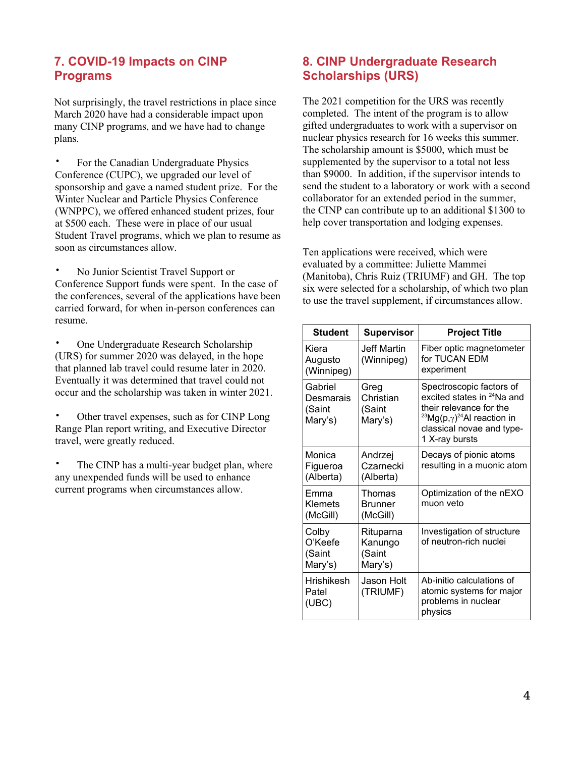## 7. COVID-19 Impacts on CINP Programs

Not surprisingly, the travel restrictions in place since March 2020 have had a considerable impact upon many CINP programs, and we have had to change plans.

- For the Canadian Undergraduate Physics Conference (CUPC), we upgraded our level of sponsorship and gave a named student prize. For the Winter Nuclear and Particle Physics Conference (WNPPC), we offered enhanced student prizes, four at $500 each. These were in place of our usual Student Travel programs, which we plan to resume as soon as circumstances allow.

- No Junior Scientist Travel Support or Conference Support funds were spent. In the case of the conferences, several of the applications have been carried forward, for when in-person conferences can resume.

- One Undergraduate Research Scholarship (URS) for summer 2020 was delayed, in the hope that planned lab travel could resume later in 2020. Eventually it was determined that travel could not occur and the scholarship was taken in winter 2021.

- Other travel expenses, such as for CINP Long Range Plan report writing, and Executive Director travel, were greatly reduced.

- The CINP has a multi-year budget plan, where any unexpended funds will be used to enhance current programs when circumstances allow.

## 8. CINP Undergraduate Research Scholarships (URS)

The 2021 competition for the URS was recently completed. The intent of the program is to allow gifted undergraduates to work with a supervisor on nuclear physics research for 16 weeks this summer. The scholarship amount is $5000, which must be supplemented by the supervisor to a total not less than $9000. In addition, if the supervisor intends to send the student to a laboratory or work with a second collaborator for an extended period in the summer, the CINP can contribute up to an additional $1300 to help cover transportation and lodging expenses.

Ten applications were received, which were evaluated by a committee: Juliette Mammei (Manitoba), Chris Ruiz (TRIUMF) and GH. The top six were selected for a scholarship, of which two plan to use the travel supplement, if circumstances allow.

| Student | Supervisor | Project Title |
|---|---|---|
| Kiera Augusto (Winnipeg) | Jeff Martin (Winnipeg) | Fiber optic magnetometer for TUCAN EDM experiment |
| Gabriel Desmarais (Saint Mary's) | Greg Christian (Saint Mary's) | Spectroscopic factors of excited states in $^{24}$Na and their relevance for the $^{23}$Mg(p,$\gamma$)$^{24}$Al reaction in classical novae and type-1 X-ray bursts |
| Monica Figueroa (Alberta) | Andrzej Czarnecki (Alberta) | Decays of pionic atoms resulting in a muonic atom |
| Emma Klemets (McGill) | Thomas Brunner (McGill) | Optimization of the nEXO muon veto |
| Colby O'Keefe (Saint Mary's) | Rituparna Kanungo (Saint Mary's) | Investigation of structure of neutron-rich nuclei |
| Hrishikesh Patel (UBC) | Jason Holt (TRIUMF) | Ab-initio calculations of atomic systems for major problems in nuclear physics |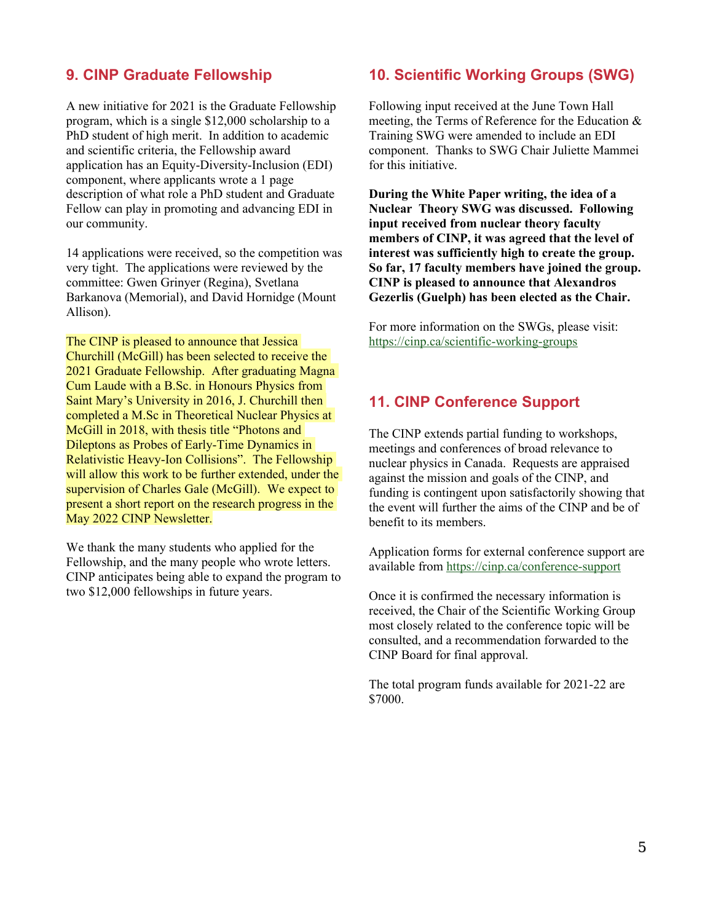## 9. CINP Graduate Fellowship

A new initiative for 2021 is the Graduate Fellowship program, which is a single $12,000 scholarship to a PhD student of high merit. In addition to academic and scientific criteria, the Fellowship award application has an Equity-Diversity-Inclusion (EDI) component, where applicants wrote a 1 page description of what role a PhD student and Graduate Fellow can play in promoting and advancing EDI in our community.

14 applications were received, so the competition was very tight. The applications were reviewed by the committee: Gwen Grinyer (Regina), Svetlana Barkanova (Memorial), and David Hornidge (Mount Allison).

The CINP is pleased to announce that Jessica Churchill (McGill) has been selected to receive the 2021 Graduate Fellowship. After graduating Magna Cum Laude with a B.Sc. in Honours Physics from Saint Mary's University in 2016, J. Churchill then completed a M.Sc in Theoretical Nuclear Physics at McGill in 2018, with thesis title "Photons and Dileptons as Probes of Early-Time Dynamics in Relativistic Heavy-Ion Collisions". The Fellowship will allow this work to be further extended, under the supervision of Charles Gale (McGill). We expect to present a short report on the research progress in the May 2022 CINP Newsletter.

We thank the many students who applied for the Fellowship, and the many people who wrote letters. CINP anticipates being able to expand the program to two $12,000 fellowships in future years.

## 10. Scientific Working Groups (SWG)

Following input received at the June Town Hall meeting, the Terms of Reference for the Education & Training SWG were amended to include an EDI component. Thanks to SWG Chair Juliette Mammei for this initiative.

**During the White Paper writing, the idea of a Nuclear Theory SWG was discussed. Following input received from nuclear theory faculty members of CINP, it was agreed that the level of interest was sufficiently high to create the group. So far, 17 faculty members have joined the group. CINP is pleased to announce that Alexandros Gezerlis (Guelph) has been elected as the Chair.**

For more information on the SWGs, please visit: https://cinp.ca/scientific-working-groups

## 11. CINP Conference Support

The CINP extends partial funding to workshops, meetings and conferences of broad relevance to nuclear physics in Canada. Requests are appraised against the mission and goals of the CINP, and funding is contingent upon satisfactorily showing that the event will further the aims of the CINP and be of benefit to its members.

Application forms for external conference support are available from https://cinp.ca/conference-support

Once it is confirmed the necessary information is received, the Chair of the Scientific Working Group most closely related to the conference topic will be consulted, and a recommendation forwarded to the CINP Board for final approval.

The total program funds available for 2021-22 are $7000.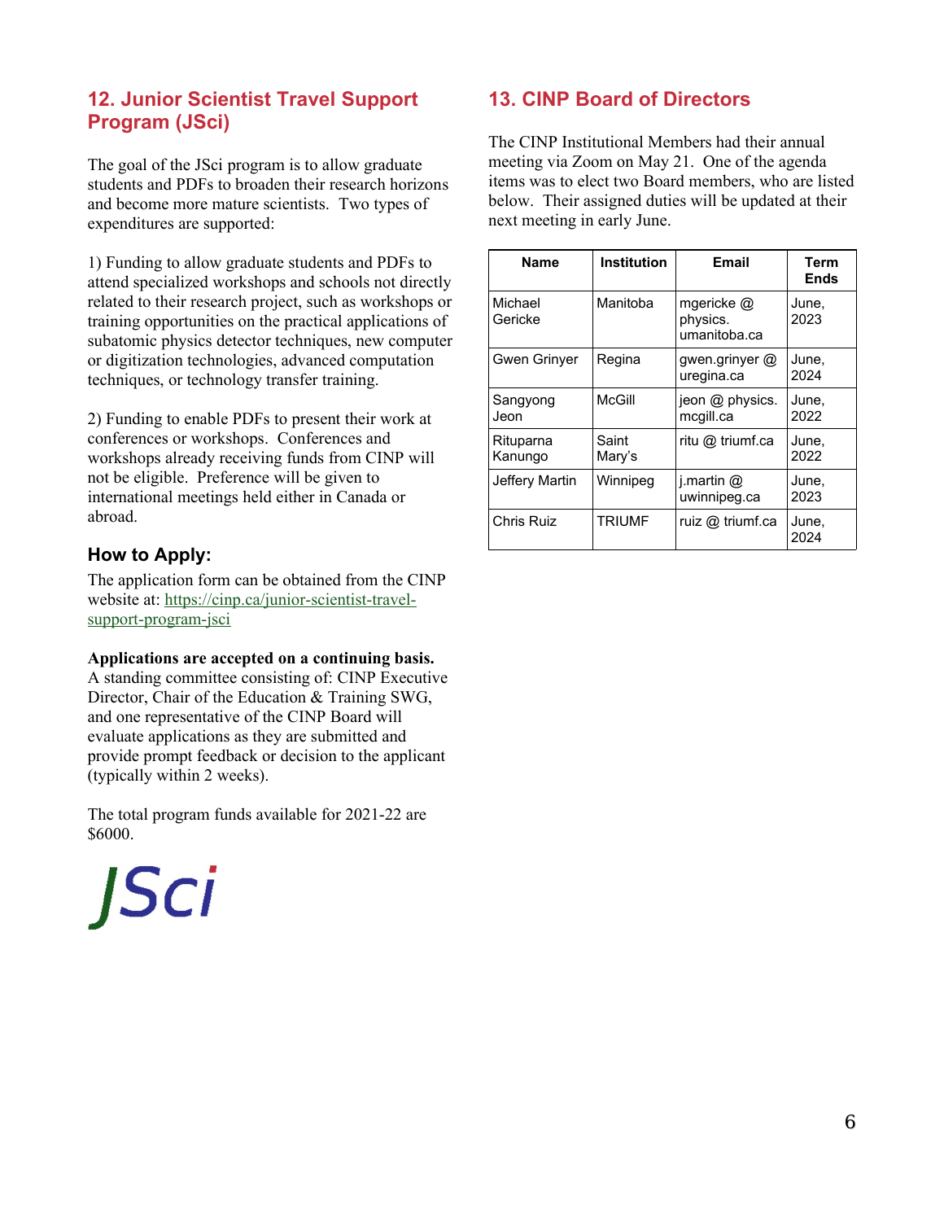## 12. Junior Scientist Travel Support Program (JSci)

The goal of the JSci program is to allow graduate students and PDFs to broaden their research horizons and become more mature scientists. Two types of expenditures are supported:

1) Funding to allow graduate students and PDFs to attend specialized workshops and schools not directly related to their research project, such as workshops or training opportunities on the practical applications of subatomic physics detector techniques, new computer or digitization technologies, advanced computation techniques, or technology transfer training.

2) Funding to enable PDFs to present their work at conferences or workshops. Conferences and workshops already receiving funds from CINP will not be eligible. Preference will be given to international meetings held either in Canada or abroad.

### How to Apply:

The application form can be obtained from the CINP website at: [https://cinp.ca/junior-scientist-travel-support-program-jsci](https://cinp.ca/junior-scientist-travel-support-program-jsci)

**Applications are accepted on a continuing basis.** A standing committee consisting of: CINP Executive Director, Chair of the Education & Training SWG, and one representative of the CINP Board will evaluate applications as they are submitted and provide prompt feedback or decision to the applicant (typically within 2 weeks).

The total program funds available for 2021-22 are $6000.

JSci

## 13. CINP Board of Directors

The CINP Institutional Members had their annual meeting via Zoom on May 21. One of the agenda items was to elect two Board members, who are listed below. Their assigned duties will be updated at their next meeting in early June.

| Name | Institution | Email | Term Ends |
|---|---|---|---|
| Michael Gericke | Manitoba | mgericke @ physics. umanitoba.ca | June, 2023 |
| Gwen Grinyer | Regina | gwen.grinyer @ uregina.ca | June, 2024 |
| Sangyong Jeon | McGill | jeon @ physics. mcgill.ca | June, 2022 |
| Rituparna Kanungo | Saint Mary's | ritu @ triumf.ca | June, 2022 |
| Jeffery Martin | Winnipeg | j.martin @ uwinnipeg.ca | June, 2023 |
| Chris Ruiz | TRIUMF | ruiz @ triumf.ca | June, 2024 |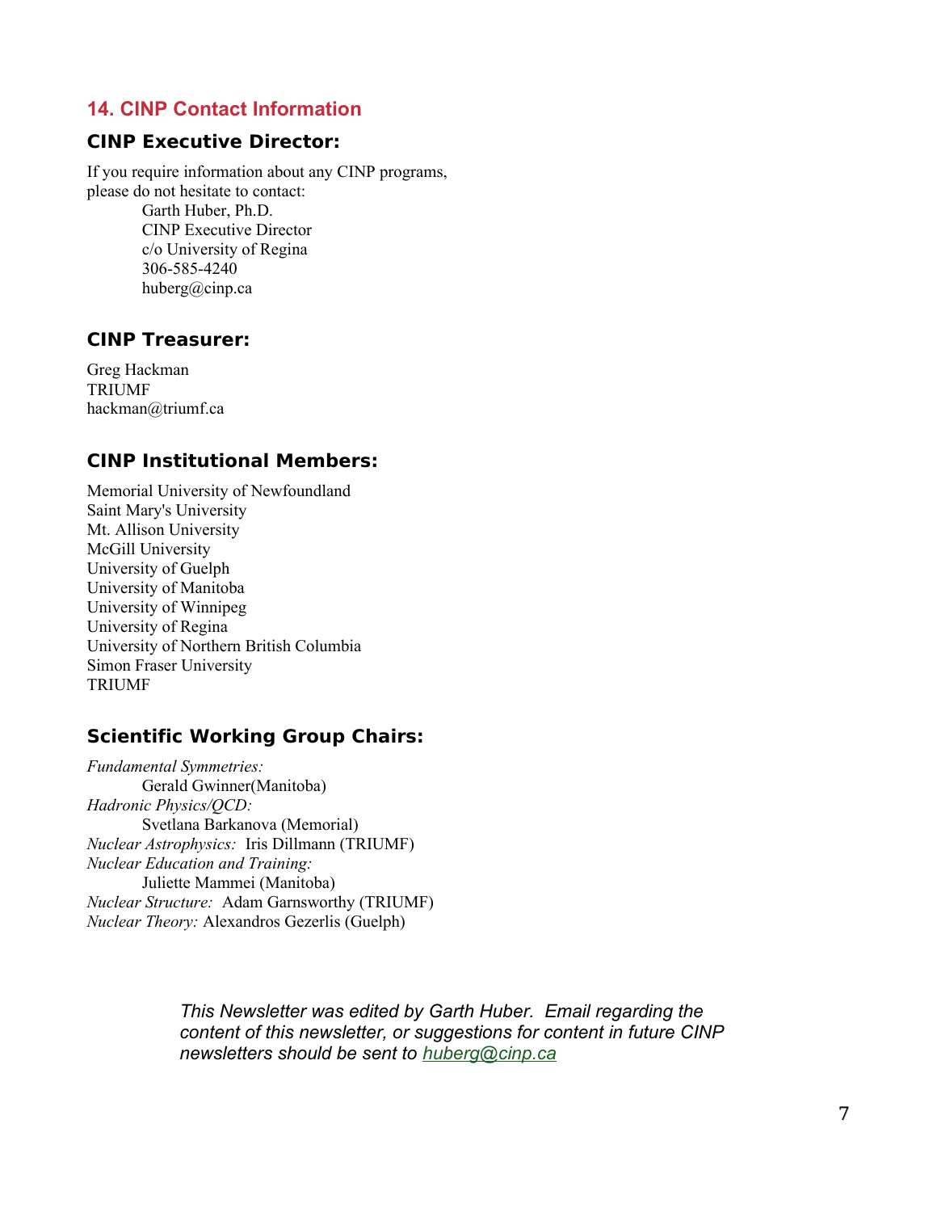## 14. CINP Contact Information

### CINP Executive Director:

If you require information about any CINP programs, please do not hesitate to contact:

Garth Huber, Ph.D.
CINP Executive Director
c/o University of Regina
306-585-4240
huberg@cinp.ca

### CINP Treasurer:

Greg Hackman
TRIUMF
hackman@triumf.ca

### CINP Institutional Members:

Memorial University of Newfoundland
Saint Mary's University
Mt. Allison University
McGill University
University of Guelph
University of Manitoba
University of Winnipeg
University of Regina
University of Northern British Columbia
Simon Fraser University
TRIUMF

### Scientific Working Group Chairs:

*Fundamental Symmetries:*
Gerald Gwinner(Manitoba)
*Hadronic Physics/QCD:*
Svetlana Barkanova (Memorial)
*Nuclear Astrophysics:* Iris Dillmann (TRIUMF)
*Nuclear Education and Training:*
Juliette Mammei (Manitoba)
*Nuclear Structure:* Adam Garnsworthy (TRIUMF)
*Nuclear Theory:* Alexandros Gezerlis (Guelph)

*This Newsletter was edited by Garth Huber. Email regarding the content of this newsletter, or suggestions for content in future CINP newsletters should be sent to huberg@cinp.ca*